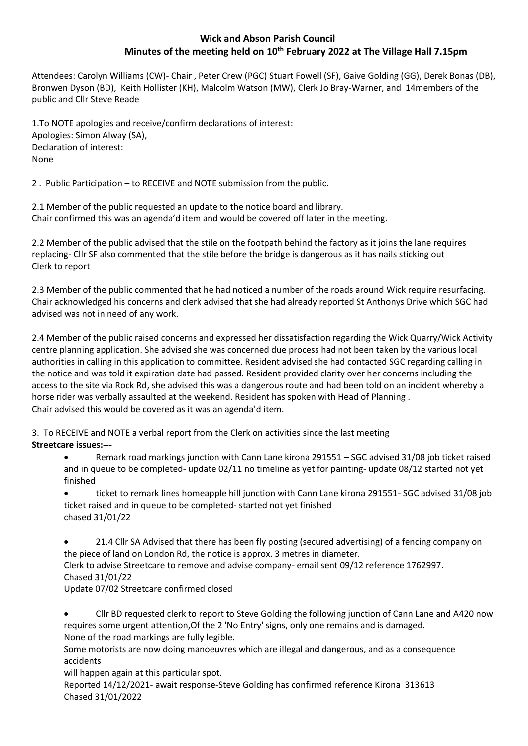# Wick and Abson Parish Council

## Minutes of the meeting held on 10th February 2022 at The Village Hall 7.15pm

Attendees: Carolyn Williams (CW)- Chair , Peter Crew (PGC) Stuart Fowell (SF), Gaive Golding (GG), Derek Bonas (DB), Bronwen Dyson (BD), Keith Hollister (KH), Malcolm Watson (MW), Clerk Jo Bray-Warner, and 14members of the public and Cllr Steve Reade

1.To NOTE apologies and receive/confirm declarations of interest:
Apologies: Simon Alway (SA),
Declaration of interest:
None

2 . Public Participation – to RECEIVE and NOTE submission from the public.

2.1 Member of the public requested an update to the notice board and library.
Chair confirmed this was an agenda'd item and would be covered off later in the meeting.

2.2 Member of the public advised that the stile on the footpath behind the factory as it joins the lane requires replacing- Cllr SF also commented that the stile before the bridge is dangerous as it has nails sticking out
Clerk to report

2.3 Member of the public commented that he had noticed a number of the roads around Wick require resurfacing. Chair acknowledged his concerns and clerk advised that she had already reported St Anthonys Drive which SGC had advised was not in need of any work.

2.4 Member of the public raised concerns and expressed her dissatisfaction regarding the Wick Quarry/Wick Activity centre planning application. She advised she was concerned due process had not been taken by the various local authorities in calling in this application to committee. Resident advised she had contacted SGC regarding calling in the notice and was told it expiration date had passed. Resident provided clarity over her concerns including the access to the site via Rock Rd, she advised this was a dangerous route and had been told on an incident whereby a horse rider was verbally assaulted at the weekend. Resident has spoken with Head of Planning .
Chair advised this would be covered as it was an agenda'd item.

3. To RECEIVE and NOTE a verbal report from the Clerk on activities since the last meeting

**Streetcare issues:---**

- Remark road markings junction with Cann Lane kirona 291551 – SGC advised 31/08 job ticket raised and in queue to be completed- update 02/11 no timeline as yet for painting- update 08/12 started not yet finished
- ticket to remark lines homeapple hill junction with Cann Lane kirona 291551- SGC advised 31/08 job ticket raised and in queue to be completed- started not yet finished
  chased 31/01/22

- 21.4 Cllr SA Advised that there has been fly posting (secured advertising) of a fencing company on the piece of land on London Rd, the notice is approx. 3 metres in diameter.
  Clerk to advise Streetcare to remove and advise company- email sent 09/12 reference 1762997.
  Chased 31/01/22
  Update 07/02 Streetcare confirmed closed

- Cllr BD requested clerk to report to Steve Golding the following junction of Cann Lane and A420 now requires some urgent attention,Of the 2 'No Entry' signs, only one remains and is damaged.
  None of the road markings are fully legible.
  Some motorists are now doing manoeuvres which are illegal and dangerous, and as a consequence accidents
  will happen again at this particular spot.
  Reported 14/12/2021- await response-Steve Golding has confirmed reference Kirona 313613
  Chased 31/01/2022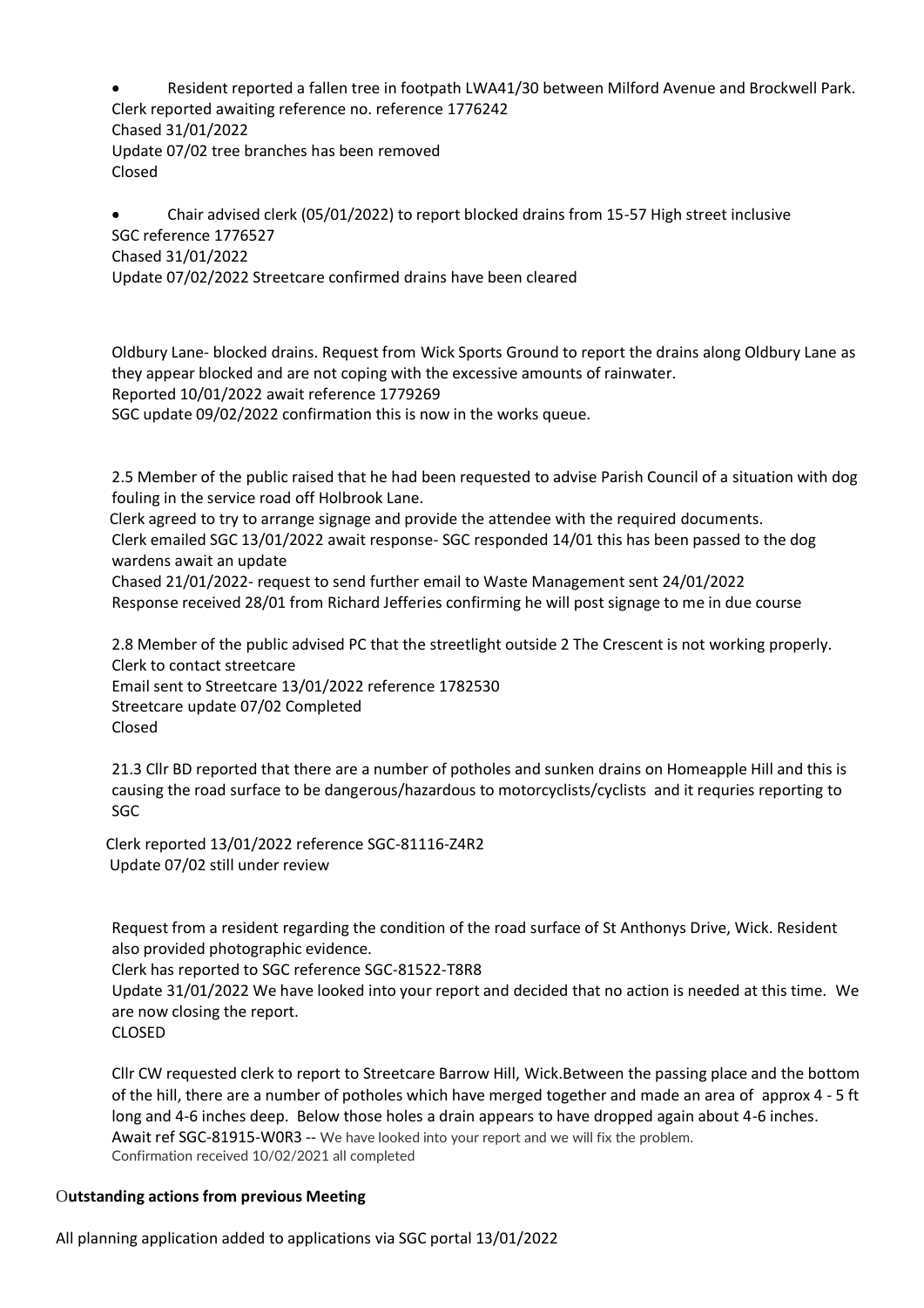- Resident reported a fallen tree in footpath LWA41/30 between Milford Avenue and Brockwell Park.
Clerk reported awaiting reference no. reference 1776242
Chased 31/01/2022
Update 07/02 tree branches has been removed
Closed

- Chair advised clerk (05/01/2022) to report blocked drains from 15-57 High street inclusive
SGC reference 1776527
Chased 31/01/2022
Update 07/02/2022 Streetcare confirmed drains have been cleared

Oldbury Lane- blocked drains. Request from Wick Sports Ground to report the drains along Oldbury Lane as they appear blocked and are not coping with the excessive amounts of rainwater.
Reported 10/01/2022 await reference 1779269
SGC update 09/02/2022 confirmation this is now in the works queue.

2.5 Member of the public raised that he had been requested to advise Parish Council of a situation with dog fouling in the service road off Holbrook Lane.
Clerk agreed to try to arrange signage and provide the attendee with the required documents.
Clerk emailed SGC 13/01/2022 await response- SGC responded 14/01 this has been passed to the dog wardens await an update
Chased 21/01/2022- request to send further email to Waste Management sent 24/01/2022
Response received 28/01 from Richard Jefferies confirming he will post signage to me in due course

2.8 Member of the public advised PC that the streetlight outside 2 The Crescent is not working properly.
Clerk to contact streetcare
Email sent to Streetcare 13/01/2022 reference 1782530
Streetcare update 07/02 Completed
Closed

21.3 Cllr BD reported that there are a number of potholes and sunken drains on Homeapple Hill and this is causing the road surface to be dangerous/hazardous to motorcyclists/cyclists and it requries reporting to SGC

Clerk reported 13/01/2022 reference SGC-81116-Z4R2
Update 07/02 still under review

Request from a resident regarding the condition of the road surface of St Anthonys Drive, Wick. Resident also provided photographic evidence.
Clerk has reported to SGC reference SGC-81522-T8R8
Update 31/01/2022 We have looked into your report and decided that no action is needed at this time. We are now closing the report.
CLOSED

Cllr CW requested clerk to report to Streetcare Barrow Hill, Wick.Between the passing place and the bottom of the hill, there are a number of potholes which have merged together and made an area of approx 4 - 5 ft long and 4-6 inches deep. Below those holes a drain appears to have dropped again about 4-6 inches.
Await ref SGC-81915-W0R3 -- We have looked into your report and we will fix the problem.
Confirmation received 10/02/2021 all completed

## Outstanding actions from previous Meeting

All planning application added to applications via SGC portal 13/01/2022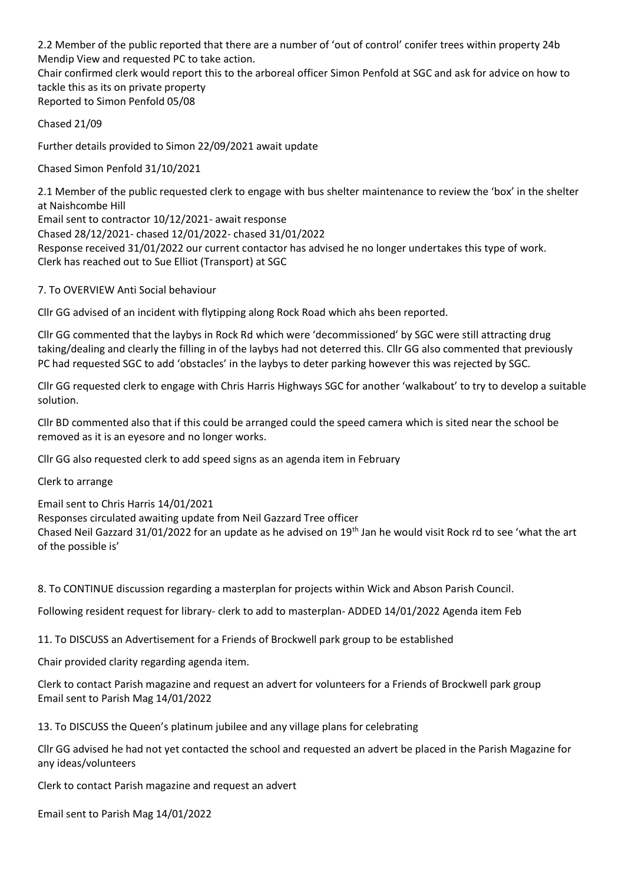2.2 Member of the public reported that there are a number of 'out of control' conifer trees within property 24b Mendip View and requested PC to take action.
Chair confirmed clerk would report this to the arboreal officer Simon Penfold at SGC and ask for advice on how to tackle this as its on private property
Reported to Simon Penfold 05/08

Chased 21/09

Further details provided to Simon 22/09/2021 await update

Chased Simon Penfold 31/10/2021

2.1 Member of the public requested clerk to engage with bus shelter maintenance to review the 'box' in the shelter at Naishcombe Hill
Email sent to contractor 10/12/2021- await response
Chased 28/12/2021- chased 12/01/2022- chased 31/01/2022
Response received 31/01/2022 our current contactor has advised he no longer undertakes this type of work.
Clerk has reached out to Sue Elliot (Transport) at SGC

7. To OVERVIEW Anti Social behaviour

Cllr GG advised of an incident with flytipping along Rock Road which ahs been reported.

Cllr GG commented that the laybys in Rock Rd which were 'decommissioned' by SGC were still attracting drug taking/dealing and clearly the filling in of the laybys had not deterred this. Cllr GG also commented that previously PC had requested SGC to add 'obstacles' in the laybys to deter parking however this was rejected by SGC.

Cllr GG requested clerk to engage with Chris Harris Highways SGC for another 'walkabout' to try to develop a suitable solution.

Cllr BD commented also that if this could be arranged could the speed camera which is sited near the school be removed as it is an eyesore and no longer works.

Cllr GG also requested clerk to add speed signs as an agenda item in February

Clerk to arrange

Email sent to Chris Harris 14/01/2021
Responses circulated awaiting update from Neil Gazzard Tree officer
Chased Neil Gazzard 31/01/2022 for an update as he advised on 19th Jan he would visit Rock rd to see 'what the art of the possible is'

8. To CONTINUE discussion regarding a masterplan for projects within Wick and Abson Parish Council.

Following resident request for library- clerk to add to masterplan- ADDED 14/01/2022 Agenda item Feb

11. To DISCUSS an Advertisement for a Friends of Brockwell park group to be established

Chair provided clarity regarding agenda item.

Clerk to contact Parish magazine and request an advert for volunteers for a Friends of Brockwell park group
Email sent to Parish Mag 14/01/2022

13. To DISCUSS the Queen's platinum jubilee and any village plans for celebrating

Cllr GG advised he had not yet contacted the school and requested an advert be placed in the Parish Magazine for any ideas/volunteers

Clerk to contact Parish magazine and request an advert

Email sent to Parish Mag 14/01/2022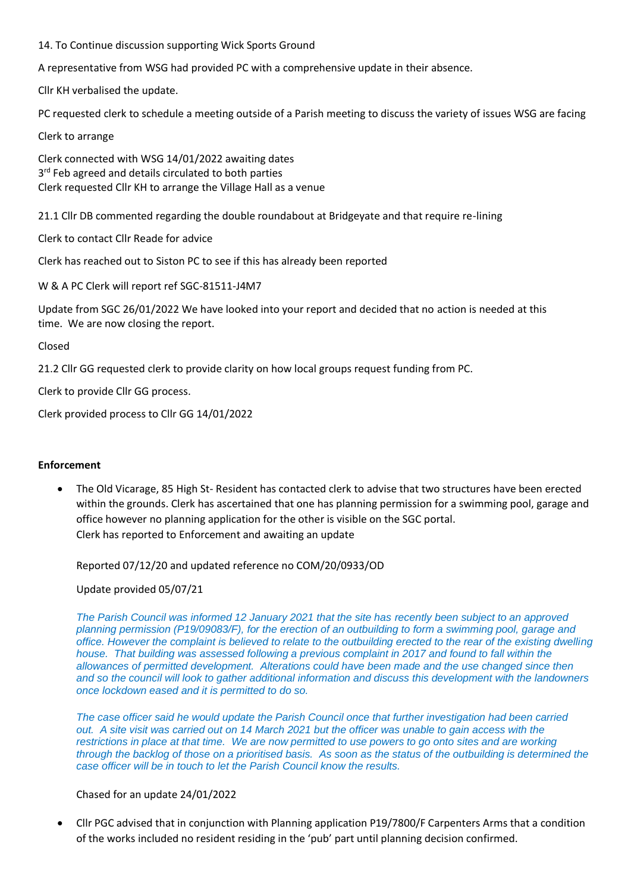14. To Continue discussion supporting Wick Sports Ground

A representative from WSG had provided PC with a comprehensive update in their absence.

Cllr KH verbalised the update.

PC requested clerk to schedule a meeting outside of a Parish meeting to discuss the variety of issues WSG are facing

Clerk to arrange

Clerk connected with WSG 14/01/2022 awaiting dates
3rd Feb agreed and details circulated to both parties
Clerk requested Cllr KH to arrange the Village Hall as a venue

21.1 Cllr DB commented regarding the double roundabout at Bridgeyate and that require re-lining

Clerk to contact Cllr Reade for advice

Clerk has reached out to Siston PC to see if this has already been reported

W & A PC Clerk will report ref SGC-81511-J4M7

Update from SGC 26/01/2022 We have looked into your report and decided that no action is needed at this time. We are now closing the report.

Closed

21.2 Cllr GG requested clerk to provide clarity on how local groups request funding from PC.

Clerk to provide Cllr GG process.

Clerk provided process to Cllr GG 14/01/2022

**Enforcement**

- The Old Vicarage, 85 High St- Resident has contacted clerk to advise that two structures have been erected within the grounds. Clerk has ascertained that one has planning permission for a swimming pool, garage and office however no planning application for the other is visible on the SGC portal.
  Clerk has reported to Enforcement and awaiting an update

  Reported 07/12/20 and updated reference no COM/20/0933/OD

  Update provided 05/07/21

  *The Parish Council was informed 12 January 2021 that the site has recently been subject to an approved planning permission (P19/09083/F), for the erection of an outbuilding to form a swimming pool, garage and office. However the complaint is believed to relate to the outbuilding erected to the rear of the existing dwelling house. That building was assessed following a previous complaint in 2017 and found to fall within the allowances of permitted development. Alterations could have been made and the use changed since then and so the council will look to gather additional information and discuss this development with the landowners once lockdown eased and it is permitted to do so.*

  *The case officer said he would update the Parish Council once that further investigation had been carried out. A site visit was carried out on 14 March 2021 but the officer was unable to gain access with the restrictions in place at that time. We are now permitted to use powers to go onto sites and are working through the backlog of those on a prioritised basis. As soon as the status of the outbuilding is determined the case officer will be in touch to let the Parish Council know the results.*

  Chased for an update 24/01/2022

- Cllr PGC advised that in conjunction with Planning application P19/7800/F Carpenters Arms that a condition of the works included no resident residing in the 'pub' part until planning decision confirmed.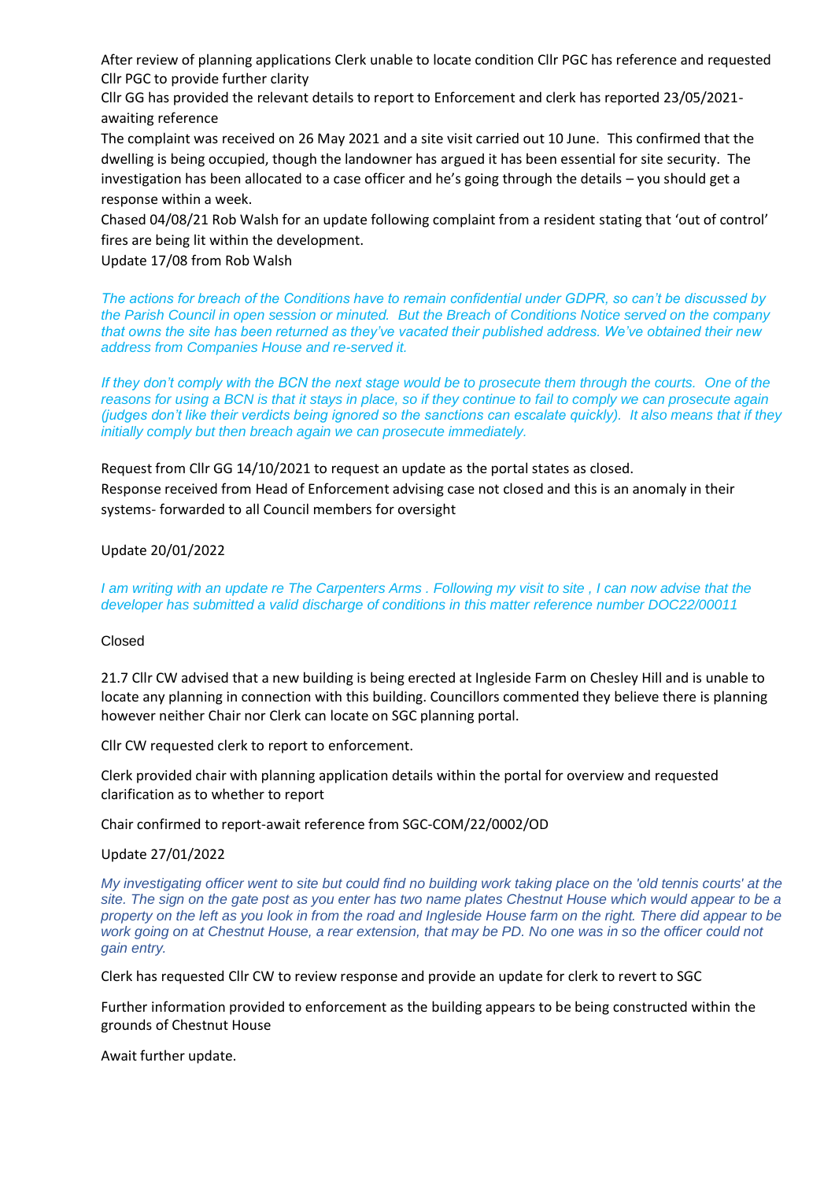After review of planning applications Clerk unable to locate condition Cllr PGC has reference and requested Cllr PGC to provide further clarity

Cllr GG has provided the relevant details to report to Enforcement and clerk has reported 23/05/2021- awaiting reference

The complaint was received on 26 May 2021 and a site visit carried out 10 June. This confirmed that the dwelling is being occupied, though the landowner has argued it has been essential for site security. The investigation has been allocated to a case officer and he's going through the details – you should get a response within a week.

Chased 04/08/21 Rob Walsh for an update following complaint from a resident stating that 'out of control' fires are being lit within the development.

Update 17/08 from Rob Walsh

*The actions for breach of the Conditions have to remain confidential under GDPR, so can't be discussed by the Parish Council in open session or minuted. But the Breach of Conditions Notice served on the company that owns the site has been returned as they've vacated their published address. We've obtained their new address from Companies House and re-served it.*

*If they don't comply with the BCN the next stage would be to prosecute them through the courts. One of the reasons for using a BCN is that it stays in place, so if they continue to fail to comply we can prosecute again (judges don't like their verdicts being ignored so the sanctions can escalate quickly). It also means that if they initially comply but then breach again we can prosecute immediately.*

Request from Cllr GG 14/10/2021 to request an update as the portal states as closed.

Response received from Head of Enforcement advising case not closed and this is an anomaly in their systems- forwarded to all Council members for oversight

Update 20/01/2022

*I am writing with an update re The Carpenters Arms . Following my visit to site , I can now advise that the developer has submitted a valid discharge of conditions in this matter reference number DOC22/00011*

Closed

21.7 Cllr CW advised that a new building is being erected at Ingleside Farm on Chesley Hill and is unable to locate any planning in connection with this building. Councillors commented they believe there is planning however neither Chair nor Clerk can locate on SGC planning portal.

Cllr CW requested clerk to report to enforcement.

Clerk provided chair with planning application details within the portal for overview and requested clarification as to whether to report

Chair confirmed to report-await reference from SGC-COM/22/0002/OD

Update 27/01/2022

*My investigating officer went to site but could find no building work taking place on the 'old tennis courts' at the site. The sign on the gate post as you enter has two name plates Chestnut House which would appear to be a property on the left as you look in from the road and Ingleside House farm on the right. There did appear to be work going on at Chestnut House, a rear extension, that may be PD. No one was in so the officer could not gain entry.*

Clerk has requested Cllr CW to review response and provide an update for clerk to revert to SGC

Further information provided to enforcement as the building appears to be being constructed within the grounds of Chestnut House

Await further update.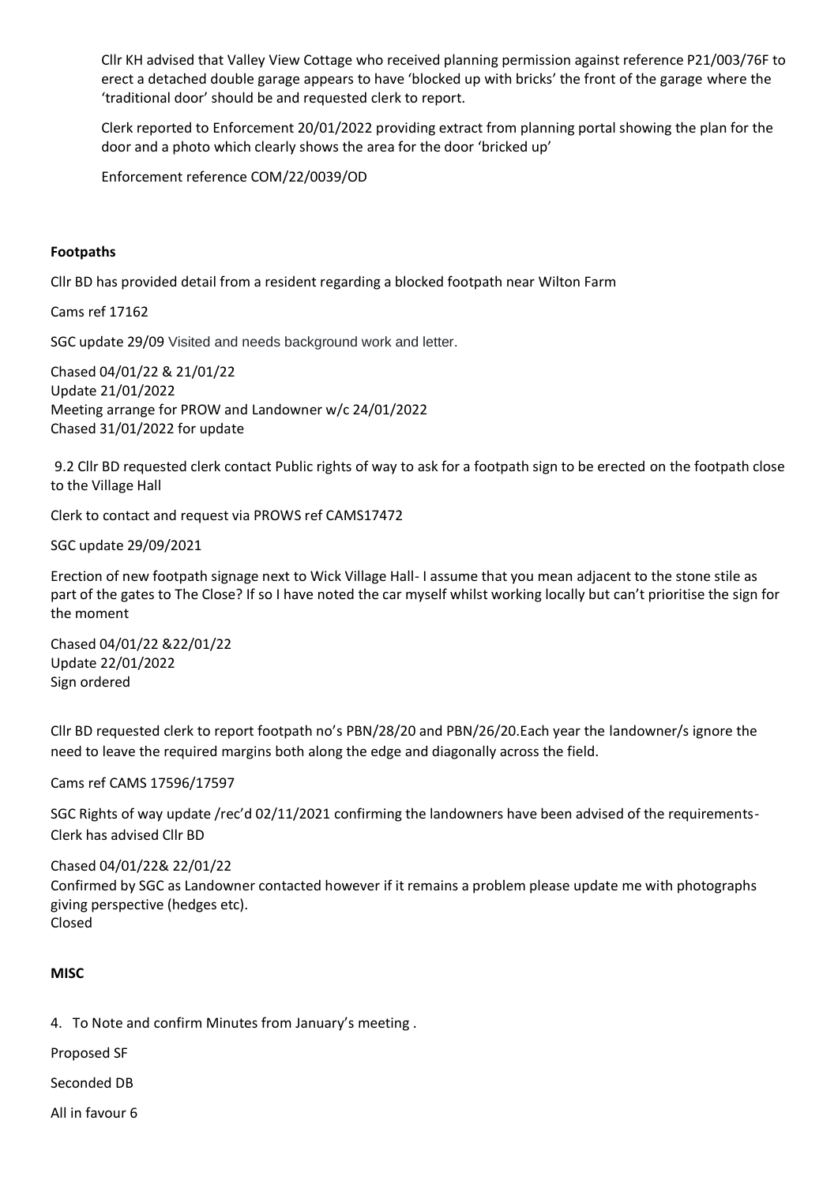Cllr KH advised that Valley View Cottage who received planning permission against reference P21/003/76F to erect a detached double garage appears to have 'blocked up with bricks' the front of the garage where the 'traditional door' should be and requested clerk to report.

Clerk reported to Enforcement 20/01/2022 providing extract from planning portal showing the plan for the door and a photo which clearly shows the area for the door 'bricked up'

Enforcement reference COM/22/0039/OD

**Footpaths**

Cllr BD has provided detail from a resident regarding a blocked footpath near Wilton Farm

Cams ref 17162

SGC update 29/09 Visited and needs background work and letter.

Chased 04/01/22 & 21/01/22
Update 21/01/2022
Meeting arrange for PROW and Landowner w/c 24/01/2022
Chased 31/01/2022 for update

9.2 Cllr BD requested clerk contact Public rights of way to ask for a footpath sign to be erected on the footpath close to the Village Hall

Clerk to contact and request via PROWS ref CAMS17472

SGC update 29/09/2021

Erection of new footpath signage next to Wick Village Hall- I assume that you mean adjacent to the stone stile as part of the gates to The Close? If so I have noted the car myself whilst working locally but can't prioritise the sign for the moment

Chased 04/01/22 &22/01/22
Update 22/01/2022
Sign ordered

Cllr BD requested clerk to report footpath no's PBN/28/20 and PBN/26/20.Each year the landowner/s ignore the need to leave the required margins both along the edge and diagonally across the field.

Cams ref CAMS 17596/17597

SGC Rights of way update /rec'd 02/11/2021 confirming the landowners have been advised of the requirements- Clerk has advised Cllr BD

Chased 04/01/22& 22/01/22
Confirmed by SGC as Landowner contacted however if it remains a problem please update me with photographs giving perspective (hedges etc).
Closed

**MISC**

4. To Note and confirm Minutes from January's meeting .

Proposed SF

Seconded DB

All in favour 6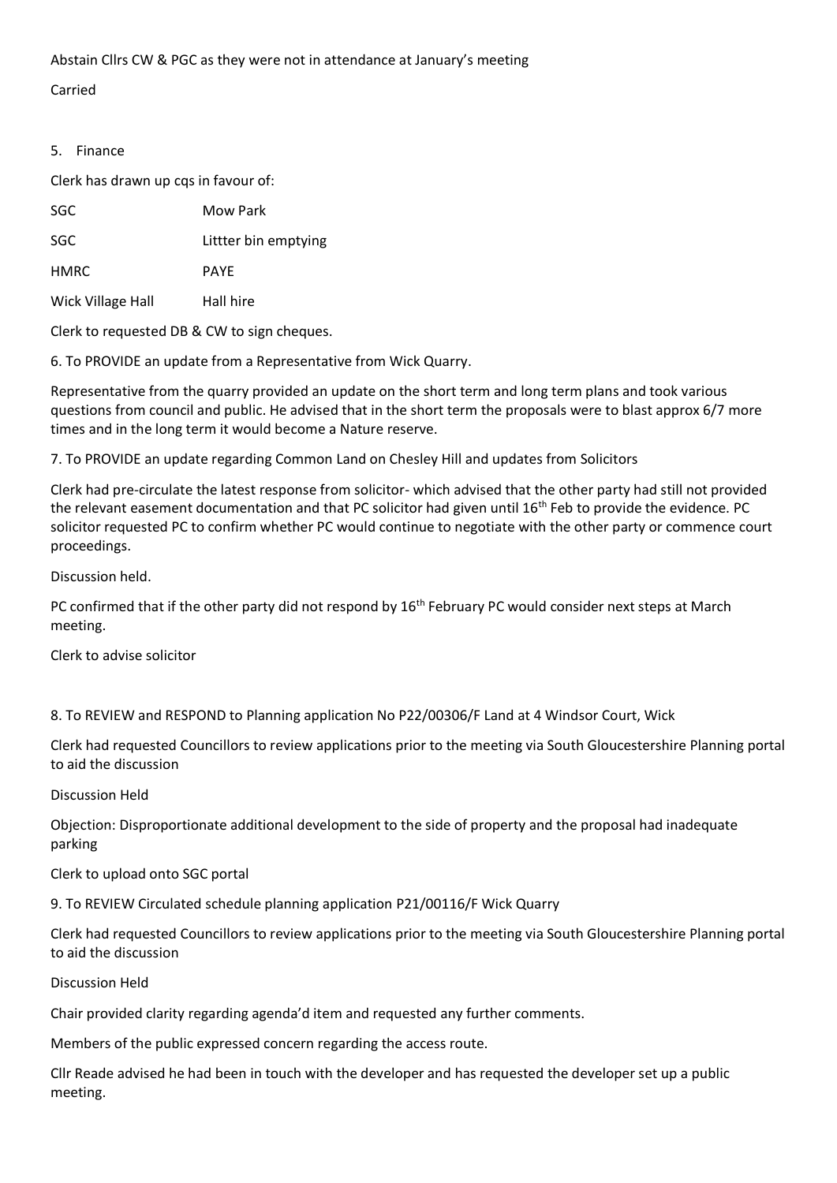Abstain Cllrs CW & PGC as they were not in attendance at January's meeting

Carried

5. Finance

Clerk has drawn up cqs in favour of:

| | |
|---|---|
| SGC | Mow Park |
| SGC | Littter bin emptying |
| HMRC | PAYE |
| Wick Village Hall | Hall hire |

Clerk to requested DB & CW to sign cheques.

6. To PROVIDE an update from a Representative from Wick Quarry.

Representative from the quarry provided an update on the short term and long term plans and took various questions from council and public. He advised that in the short term the proposals were to blast approx 6/7 more times and in the long term it would become a Nature reserve.

7. To PROVIDE an update regarding Common Land on Chesley Hill and updates from Solicitors

Clerk had pre-circulate the latest response from solicitor- which advised that the other party had still not provided the relevant easement documentation and that PC solicitor had given until 16th Feb to provide the evidence. PC solicitor requested PC to confirm whether PC would continue to negotiate with the other party or commence court proceedings.

Discussion held.

PC confirmed that if the other party did not respond by 16th February PC would consider next steps at March meeting.

Clerk to advise solicitor

8. To REVIEW and RESPOND to Planning application No P22/00306/F Land at 4 Windsor Court, Wick

Clerk had requested Councillors to review applications prior to the meeting via South Gloucestershire Planning portal to aid the discussion

Discussion Held

Objection: Disproportionate additional development to the side of property and the proposal had inadequate parking

Clerk to upload onto SGC portal

9. To REVIEW Circulated schedule planning application P21/00116/F Wick Quarry

Clerk had requested Councillors to review applications prior to the meeting via South Gloucestershire Planning portal to aid the discussion

Discussion Held

Chair provided clarity regarding agenda'd item and requested any further comments.

Members of the public expressed concern regarding the access route.

Cllr Reade advised he had been in touch with the developer and has requested the developer set up a public meeting.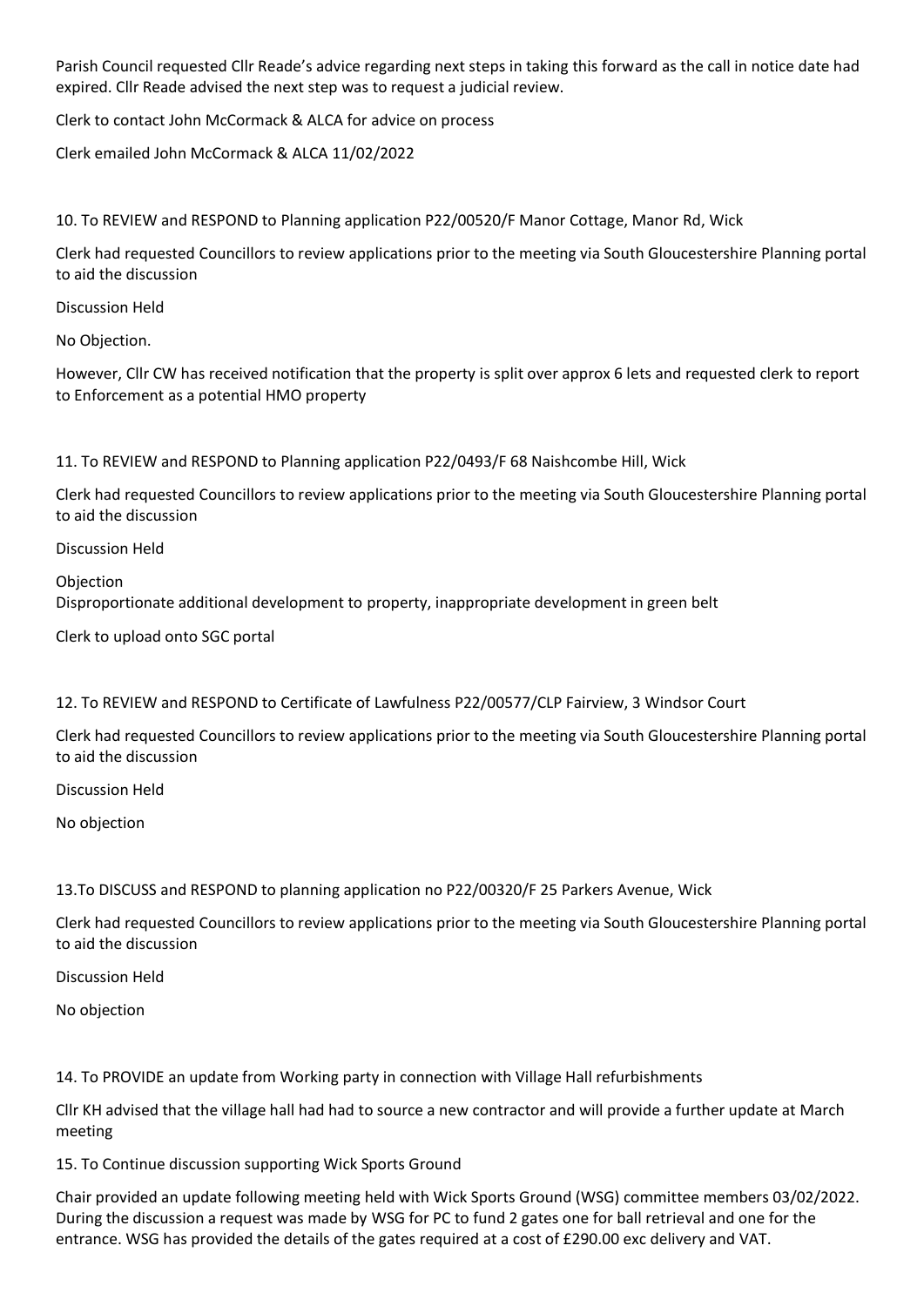Parish Council requested Cllr Reade's advice regarding next steps in taking this forward as the call in notice date had expired. Cllr Reade advised the next step was to request a judicial review.

Clerk to contact John McCormack & ALCA for advice on process

Clerk emailed John McCormack & ALCA 11/02/2022

10. To REVIEW and RESPOND to Planning application P22/00520/F Manor Cottage, Manor Rd, Wick

Clerk had requested Councillors to review applications prior to the meeting via South Gloucestershire Planning portal to aid the discussion

Discussion Held

No Objection.

However, Cllr CW has received notification that the property is split over approx 6 lets and requested clerk to report to Enforcement as a potential HMO property

11. To REVIEW and RESPOND to Planning application P22/0493/F 68 Naishcombe Hill, Wick

Clerk had requested Councillors to review applications prior to the meeting via South Gloucestershire Planning portal to aid the discussion

Discussion Held

Objection
Disproportionate additional development to property, inappropriate development in green belt

Clerk to upload onto SGC portal

12. To REVIEW and RESPOND to Certificate of Lawfulness P22/00577/CLP Fairview, 3 Windsor Court

Clerk had requested Councillors to review applications prior to the meeting via South Gloucestershire Planning portal to aid the discussion

Discussion Held

No objection

13.To DISCUSS and RESPOND to planning application no P22/00320/F 25 Parkers Avenue, Wick

Clerk had requested Councillors to review applications prior to the meeting via South Gloucestershire Planning portal to aid the discussion

Discussion Held

No objection

14. To PROVIDE an update from Working party in connection with Village Hall refurbishments

Cllr KH advised that the village hall had had to source a new contractor and will provide a further update at March meeting

15. To Continue discussion supporting Wick Sports Ground

Chair provided an update following meeting held with Wick Sports Ground (WSG) committee members 03/02/2022. During the discussion a request was made by WSG for PC to fund 2 gates one for ball retrieval and one for the entrance. WSG has provided the details of the gates required at a cost of £290.00 exc delivery and VAT.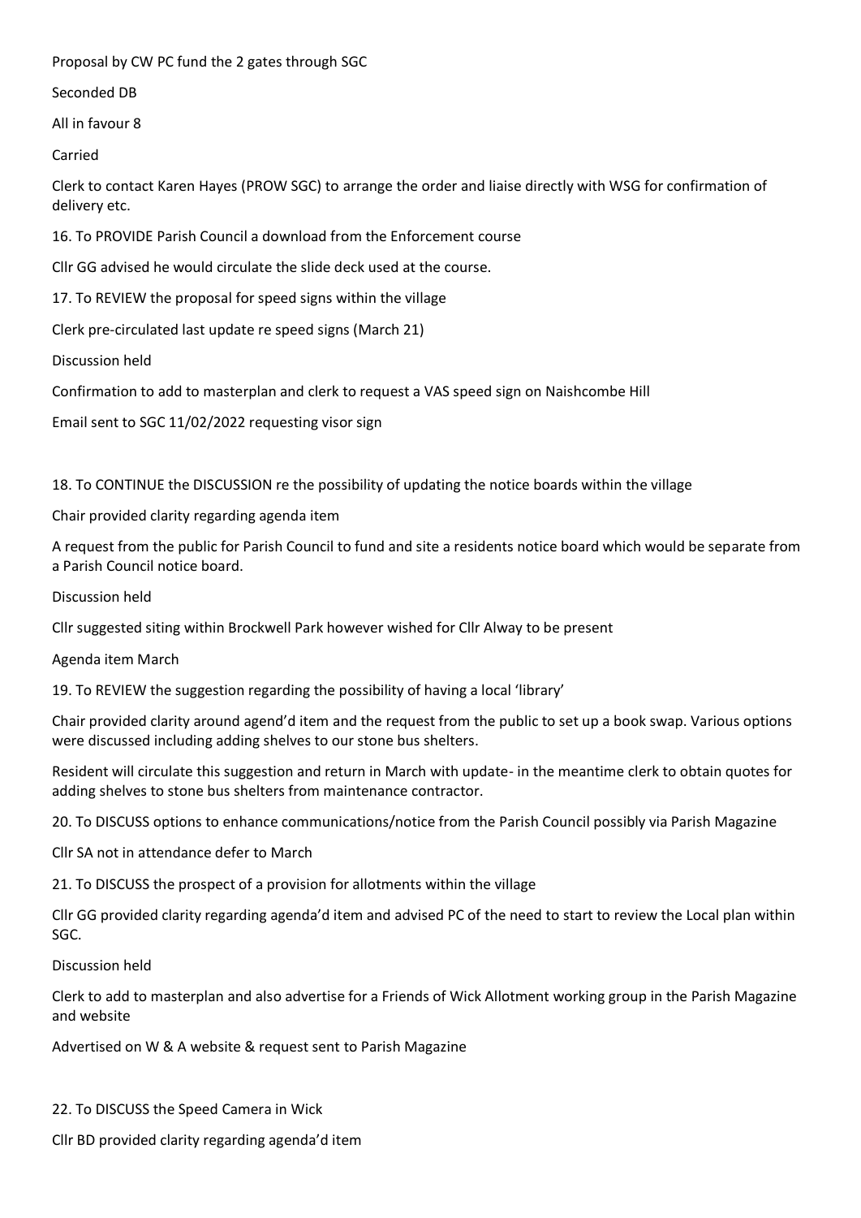Proposal by CW PC fund the 2 gates through SGC

Seconded DB

All in favour 8

Carried

Clerk to contact Karen Hayes (PROW SGC) to arrange the order and liaise directly with WSG for confirmation of delivery etc.

16. To PROVIDE Parish Council a download from the Enforcement course

Cllr GG advised he would circulate the slide deck used at the course.

17. To REVIEW the proposal for speed signs within the village

Clerk pre-circulated last update re speed signs (March 21)

Discussion held

Confirmation to add to masterplan and clerk to request a VAS speed sign on Naishcombe Hill

Email sent to SGC 11/02/2022 requesting visor sign

18. To CONTINUE the DISCUSSION re the possibility of updating the notice boards within the village

Chair provided clarity regarding agenda item

A request from the public for Parish Council to fund and site a residents notice board which would be separate from a Parish Council notice board.

Discussion held

Cllr suggested siting within Brockwell Park however wished for Cllr Alway to be present

Agenda item March

19. To REVIEW the suggestion regarding the possibility of having a local 'library'

Chair provided clarity around agend'd item and the request from the public to set up a book swap. Various options were discussed including adding shelves to our stone bus shelters.

Resident will circulate this suggestion and return in March with update- in the meantime clerk to obtain quotes for adding shelves to stone bus shelters from maintenance contractor.

20. To DISCUSS options to enhance communications/notice from the Parish Council possibly via Parish Magazine

Cllr SA not in attendance defer to March

21. To DISCUSS the prospect of a provision for allotments within the village

Cllr GG provided clarity regarding agenda'd item and advised PC of the need to start to review the Local plan within SGC.

Discussion held

Clerk to add to masterplan and also advertise for a Friends of Wick Allotment working group in the Parish Magazine and website

Advertised on W & A website & request sent to Parish Magazine

22. To DISCUSS the Speed Camera in Wick

Cllr BD provided clarity regarding agenda'd item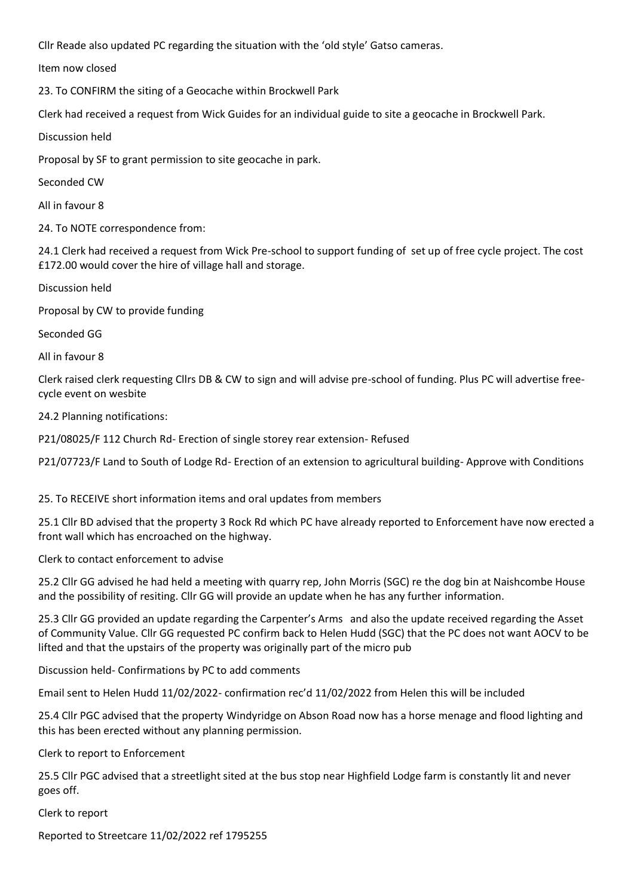Cllr Reade also updated PC regarding the situation with the 'old style' Gatso cameras.

Item now closed

23. To CONFIRM the siting of a Geocache within Brockwell Park

Clerk had received a request from Wick Guides for an individual guide to site a geocache in Brockwell Park.

Discussion held

Proposal by SF to grant permission to site geocache in park.

Seconded CW

All in favour 8

24. To NOTE correspondence from:

24.1 Clerk had received a request from Wick Pre-school to support funding of set up of free cycle project. The cost £172.00 would cover the hire of village hall and storage.

Discussion held

Proposal by CW to provide funding

Seconded GG

All in favour 8

Clerk raised clerk requesting Cllrs DB & CW to sign and will advise pre-school of funding. Plus PC will advertise free-cycle event on wesbite

24.2 Planning notifications:

P21/08025/F 112 Church Rd- Erection of single storey rear extension- Refused

P21/07723/F Land to South of Lodge Rd- Erection of an extension to agricultural building- Approve with Conditions

25. To RECEIVE short information items and oral updates from members

25.1 Cllr BD advised that the property 3 Rock Rd which PC have already reported to Enforcement have now erected a front wall which has encroached on the highway.

Clerk to contact enforcement to advise

25.2 Cllr GG advised he had held a meeting with quarry rep, John Morris (SGC) re the dog bin at Naishcombe House and the possibility of resiting. Cllr GG will provide an update when he has any further information.

25.3 Cllr GG provided an update regarding the Carpenter's Arms and also the update received regarding the Asset of Community Value. Cllr GG requested PC confirm back to Helen Hudd (SGC) that the PC does not want AOCV to be lifted and that the upstairs of the property was originally part of the micro pub

Discussion held- Confirmations by PC to add comments

Email sent to Helen Hudd 11/02/2022- confirmation rec'd 11/02/2022 from Helen this will be included

25.4 Cllr PGC advised that the property Windyridge on Abson Road now has a horse menage and flood lighting and this has been erected without any planning permission.

Clerk to report to Enforcement

25.5 Cllr PGC advised that a streetlight sited at the bus stop near Highfield Lodge farm is constantly lit and never goes off.

Clerk to report

Reported to Streetcare 11/02/2022 ref 1795255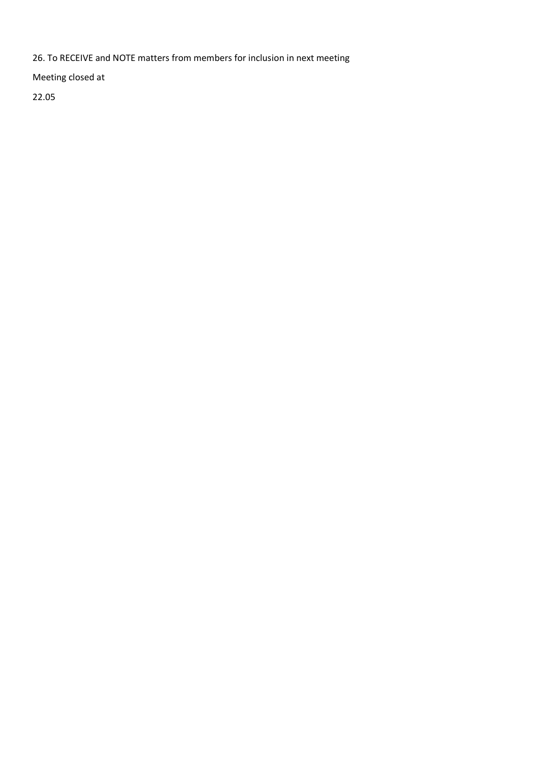26. To RECEIVE and NOTE matters from members for inclusion in next meeting

Meeting closed at

22.05